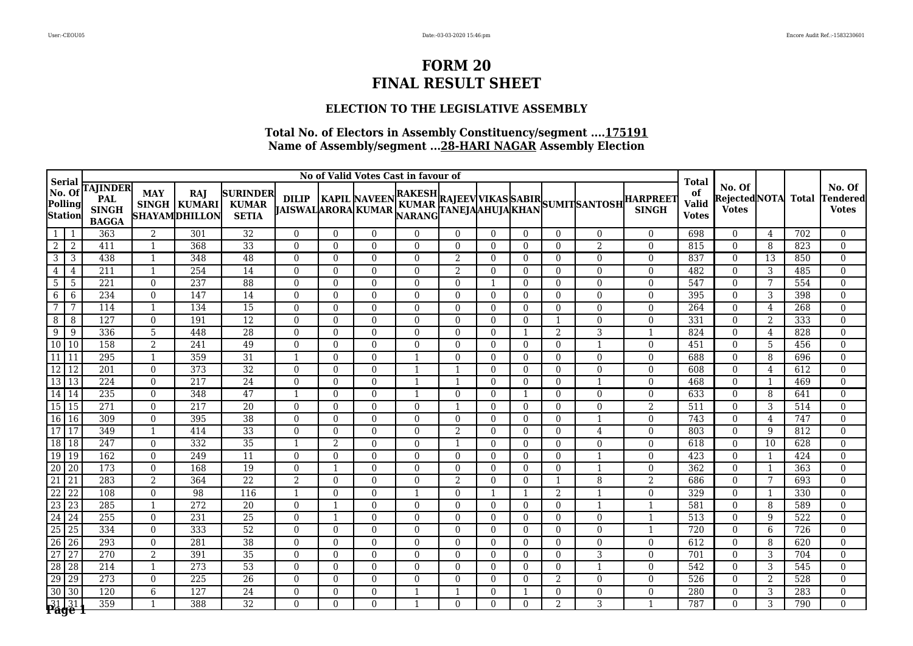# FORM 20
# FINAL RESULT SHEET

## ELECTION TO THE LEGISLATIVE ASSEMBLY

### Total No. of Electors in Assembly Constituency/segment ....175191
### Name of Assembly/segment ...28-HARI NAGAR Assembly Election

| Serial No. Of Polling Station | | No of Valid Votes Cast in favour of | | | | | | | | | | | | | | Total of Valid Votes | No. Of Rejected Votes | NOTA | Total | No. Of Tendered Votes |
|---|---|---|---|---|---|---|---|---|---|---|---|---|---|---|---|---|---|---|---|---|
| | | TAJINDER PAL SINGH BAGGA | MAY SINGH SHAYAM | RAJ KUMARI DHILLON | SURINDER KUMAR SETIA | DILIP JAISWAL | KAPIL ARORA | NAVEEN KUMAR | RAKESH KUMAR NARANG | RAJEEV TANEJA | VIKAS AHUJA | SABIR KHAN | SUMIT | SANTOSH | HARPREET SINGH | | | | | |
| 1 | 1 | 363 | 2 | 301 | 32 | 0 | 0 | 0 | 0 | 0 | 0 | 0 | 0 | 0 | 0 | 698 | 0 | 4 | 702 | 0 |
| 2 | 2 | 411 | 1 | 368 | 33 | 0 | 0 | 0 | 0 | 0 | 0 | 0 | 0 | 2 | 0 | 815 | 0 | 8 | 823 | 0 |
| 3 | 3 | 438 | 1 | 348 | 48 | 0 | 0 | 0 | 0 | 2 | 0 | 0 | 0 | 0 | 0 | 837 | 0 | 13 | 850 | 0 |
| 4 | 4 | 211 | 1 | 254 | 14 | 0 | 0 | 0 | 0 | 2 | 0 | 0 | 0 | 0 | 0 | 482 | 0 | 3 | 485 | 0 |
| 5 | 5 | 221 | 0 | 237 | 88 | 0 | 0 | 0 | 0 | 0 | 1 | 0 | 0 | 0 | 0 | 547 | 0 | 7 | 554 | 0 |
| 6 | 6 | 234 | 0 | 147 | 14 | 0 | 0 | 0 | 0 | 0 | 0 | 0 | 0 | 0 | 0 | 395 | 0 | 3 | 398 | 0 |
| 7 | 7 | 114 | 1 | 134 | 15 | 0 | 0 | 0 | 0 | 0 | 0 | 0 | 0 | 0 | 0 | 264 | 0 | 4 | 268 | 0 |
| 8 | 8 | 127 | 0 | 191 | 12 | 0 | 0 | 0 | 0 | 0 | 0 | 0 | 1 | 0 | 0 | 331 | 0 | 2 | 333 | 0 |
| 9 | 9 | 336 | 5 | 448 | 28 | 0 | 0 | 0 | 0 | 0 | 0 | 1 | 2 | 3 | 1 | 824 | 0 | 4 | 828 | 0 |
| 10 | 10 | 158 | 2 | 241 | 49 | 0 | 0 | 0 | 0 | 0 | 0 | 0 | 0 | 1 | 0 | 451 | 0 | 5 | 456 | 0 |
| 11 | 11 | 295 | 1 | 359 | 31 | 1 | 0 | 0 | 1 | 0 | 0 | 0 | 0 | 0 | 0 | 688 | 0 | 8 | 696 | 0 |
| 12 | 12 | 201 | 0 | 373 | 32 | 0 | 0 | 0 | 1 | 1 | 0 | 0 | 0 | 0 | 0 | 608 | 0 | 4 | 612 | 0 |
| 13 | 13 | 224 | 0 | 217 | 24 | 0 | 0 | 0 | 1 | 1 | 0 | 0 | 0 | 1 | 0 | 468 | 0 | 1 | 469 | 0 |
| 14 | 14 | 235 | 0 | 348 | 47 | 1 | 0 | 0 | 1 | 0 | 0 | 1 | 0 | 0 | 0 | 633 | 0 | 8 | 641 | 0 |
| 15 | 15 | 271 | 0 | 217 | 20 | 0 | 0 | 0 | 0 | 1 | 0 | 0 | 0 | 0 | 2 | 511 | 0 | 3 | 514 | 0 |
| 16 | 16 | 309 | 0 | 395 | 38 | 0 | 0 | 0 | 0 | 0 | 0 | 0 | 0 | 1 | 0 | 743 | 0 | 4 | 747 | 0 |
| 17 | 17 | 349 | 1 | 414 | 33 | 0 | 0 | 0 | 0 | 2 | 0 | 0 | 0 | 4 | 0 | 803 | 0 | 9 | 812 | 0 |
| 18 | 18 | 247 | 0 | 332 | 35 | 1 | 2 | 0 | 0 | 1 | 0 | 0 | 0 | 0 | 0 | 618 | 0 | 10 | 628 | 0 |
| 19 | 19 | 162 | 0 | 249 | 11 | 0 | 0 | 0 | 0 | 0 | 0 | 0 | 0 | 1 | 0 | 423 | 0 | 1 | 424 | 0 |
| 20 | 20 | 173 | 0 | 168 | 19 | 0 | 1 | 0 | 0 | 0 | 0 | 0 | 0 | 1 | 0 | 362 | 0 | 1 | 363 | 0 |
| 21 | 21 | 283 | 2 | 364 | 22 | 2 | 0 | 0 | 0 | 2 | 0 | 0 | 1 | 8 | 2 | 686 | 0 | 7 | 693 | 0 |
| 22 | 22 | 108 | 0 | 98 | 116 | 1 | 0 | 0 | 1 | 0 | 1 | 1 | 2 | 1 | 0 | 329 | 0 | 1 | 330 | 0 |
| 23 | 23 | 285 | 1 | 272 | 20 | 0 | 1 | 0 | 0 | 0 | 0 | 0 | 0 | 1 | 1 | 581 | 0 | 8 | 589 | 0 |
| 24 | 24 | 255 | 0 | 231 | 25 | 0 | 1 | 0 | 0 | 0 | 0 | 0 | 0 | 0 | 1 | 513 | 0 | 9 | 522 | 0 |
| 25 | 25 | 334 | 0 | 333 | 52 | 0 | 0 | 0 | 0 | 0 | 0 | 0 | 0 | 0 | 1 | 720 | 0 | 6 | 726 | 0 |
| 26 | 26 | 293 | 0 | 281 | 38 | 0 | 0 | 0 | 0 | 0 | 0 | 0 | 0 | 0 | 0 | 612 | 0 | 8 | 620 | 0 |
| 27 | 27 | 270 | 2 | 391 | 35 | 0 | 0 | 0 | 0 | 0 | 0 | 0 | 0 | 3 | 0 | 701 | 0 | 3 | 704 | 0 |
| 28 | 28 | 214 | 1 | 273 | 53 | 0 | 0 | 0 | 0 | 0 | 0 | 0 | 0 | 1 | 0 | 542 | 0 | 3 | 545 | 0 |
| 29 | 29 | 273 | 0 | 225 | 26 | 0 | 0 | 0 | 0 | 0 | 0 | 0 | 2 | 0 | 0 | 526 | 0 | 2 | 528 | 0 |
| 30 | 30 | 120 | 6 | 127 | 24 | 0 | 0 | 0 | 1 | 1 | 0 | 1 | 0 | 0 | 0 | 280 | 0 | 3 | 283 | 0 |
| 31 | 31 | 359 | 1 | 388 | 32 | 0 | 0 | 0 | 1 | 0 | 0 | 0 | 2 | 3 | 1 | 787 | 0 | 3 | 790 | 0 |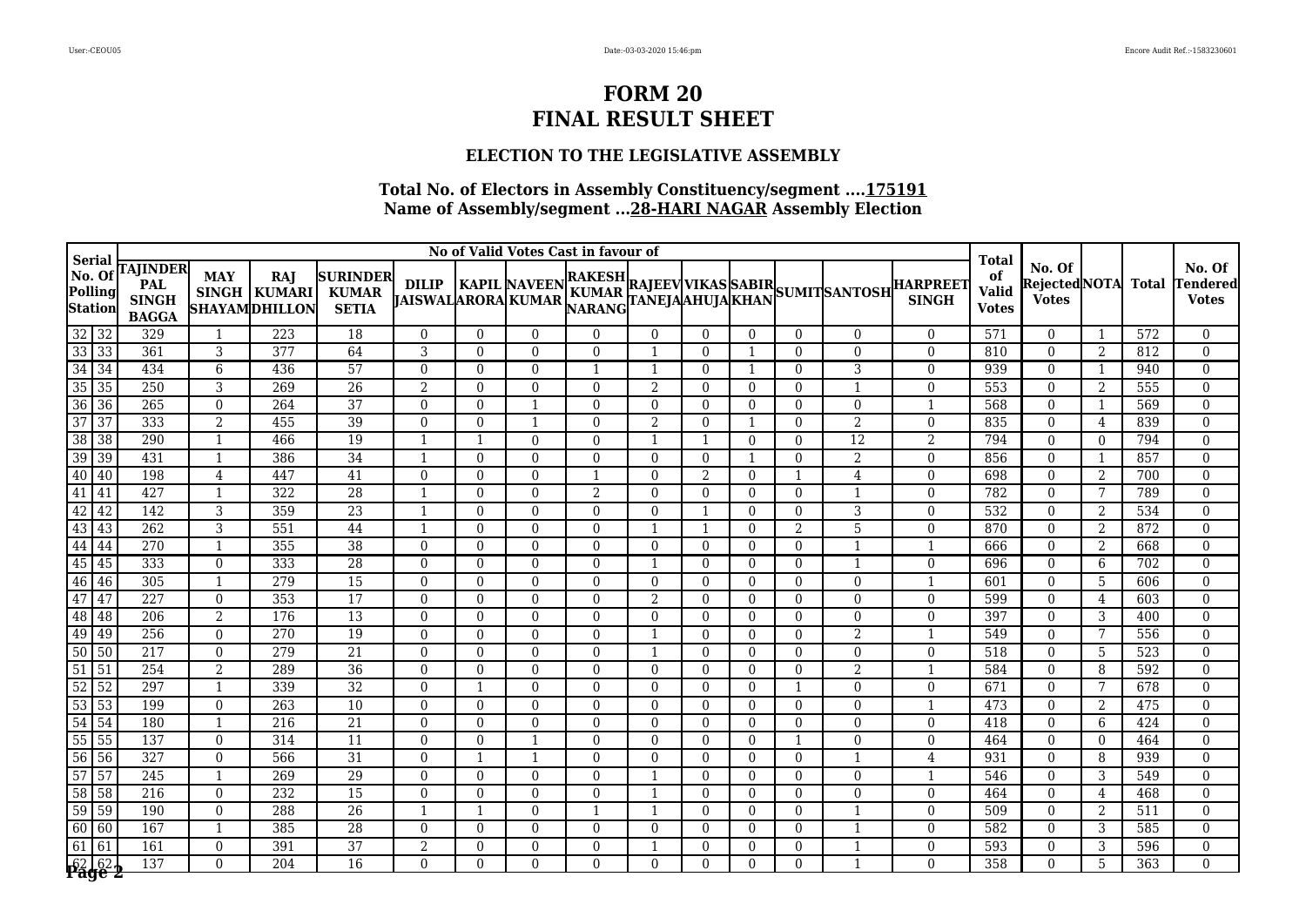# FORM 20
# FINAL RESULT SHEET

### ELECTION TO THE LEGISLATIVE ASSEMBLY

**Total No. of Electors in Assembly Constituency/segment ....175191**
**Name of Assembly/segment ...28-HARI NAGAR Assembly Election**

| Serial No. Of Polling Station | | No of Valid Votes Cast in favour of | | | | | | | | | | | | | | Total of Valid Votes | No. Of Rejected Votes | NOTA | Total | No. Of Tendered Votes |
|---|---|---|---|---|---|---|---|---|---|---|---|---|---|---|---|---|---|---|---|---|
| | | TAJINDER PAL SINGH BAGGA | MAY SINGH SHAYAM | RAJ KUMARI DHILLON | SURINDER KUMAR SETIA | DILIP JAISWAL | KAPIL ARORA | NAVEEN KUMAR | RAKESH KUMAR NARANG | RAJEEV TANEJA | VIKAS AHUJA | SABIR KHAN | SUMIT | SANTOSH | HARPREET SINGH | | | | | |
| 32 | 32 | 329 | 1 | 223 | 18 | 0 | 0 | 0 | 0 | 0 | 0 | 0 | 0 | 0 | 0 | 571 | 0 | 1 | 572 | 0 |
| 33 | 33 | 361 | 3 | 377 | 64 | 3 | 0 | 0 | 0 | 1 | 0 | 1 | 0 | 0 | 0 | 810 | 0 | 2 | 812 | 0 |
| 34 | 34 | 434 | 6 | 436 | 57 | 0 | 0 | 0 | 1 | 1 | 0 | 1 | 0 | 3 | 0 | 939 | 0 | 1 | 940 | 0 |
| 35 | 35 | 250 | 3 | 269 | 26 | 2 | 0 | 0 | 0 | 2 | 0 | 0 | 0 | 1 | 0 | 553 | 0 | 2 | 555 | 0 |
| 36 | 36 | 265 | 0 | 264 | 37 | 0 | 0 | 1 | 0 | 0 | 0 | 0 | 0 | 0 | 1 | 568 | 0 | 1 | 569 | 0 |
| 37 | 37 | 333 | 2 | 455 | 39 | 0 | 0 | 1 | 0 | 2 | 0 | 1 | 0 | 2 | 0 | 835 | 0 | 4 | 839 | 0 |
| 38 | 38 | 290 | 1 | 466 | 19 | 1 | 1 | 0 | 0 | 1 | 1 | 0 | 0 | 12 | 2 | 794 | 0 | 0 | 794 | 0 |
| 39 | 39 | 431 | 1 | 386 | 34 | 1 | 0 | 0 | 0 | 0 | 0 | 1 | 0 | 2 | 0 | 856 | 0 | 1 | 857 | 0 |
| 40 | 40 | 198 | 4 | 447 | 41 | 0 | 0 | 0 | 1 | 0 | 2 | 0 | 1 | 4 | 0 | 698 | 0 | 2 | 700 | 0 |
| 41 | 41 | 427 | 1 | 322 | 28 | 1 | 0 | 0 | 2 | 0 | 0 | 0 | 0 | 1 | 0 | 782 | 0 | 7 | 789 | 0 |
| 42 | 42 | 142 | 3 | 359 | 23 | 1 | 0 | 0 | 0 | 0 | 1 | 0 | 0 | 3 | 0 | 532 | 0 | 2 | 534 | 0 |
| 43 | 43 | 262 | 3 | 551 | 44 | 1 | 0 | 0 | 0 | 1 | 1 | 0 | 2 | 5 | 0 | 870 | 0 | 2 | 872 | 0 |
| 44 | 44 | 270 | 1 | 355 | 38 | 0 | 0 | 0 | 0 | 0 | 0 | 0 | 0 | 1 | 1 | 666 | 0 | 2 | 668 | 0 |
| 45 | 45 | 333 | 0 | 333 | 28 | 0 | 0 | 0 | 0 | 1 | 0 | 0 | 0 | 1 | 0 | 696 | 0 | 6 | 702 | 0 |
| 46 | 46 | 305 | 1 | 279 | 15 | 0 | 0 | 0 | 0 | 0 | 0 | 0 | 0 | 0 | 1 | 601 | 0 | 5 | 606 | 0 |
| 47 | 47 | 227 | 0 | 353 | 17 | 0 | 0 | 0 | 0 | 2 | 0 | 0 | 0 | 0 | 0 | 599 | 0 | 4 | 603 | 0 |
| 48 | 48 | 206 | 2 | 176 | 13 | 0 | 0 | 0 | 0 | 0 | 0 | 0 | 0 | 0 | 0 | 397 | 0 | 3 | 400 | 0 |
| 49 | 49 | 256 | 0 | 270 | 19 | 0 | 0 | 0 | 0 | 1 | 0 | 0 | 0 | 2 | 1 | 549 | 0 | 7 | 556 | 0 |
| 50 | 50 | 217 | 0 | 279 | 21 | 0 | 0 | 0 | 0 | 1 | 0 | 0 | 0 | 0 | 0 | 518 | 0 | 5 | 523 | 0 |
| 51 | 51 | 254 | 2 | 289 | 36 | 0 | 0 | 0 | 0 | 0 | 0 | 0 | 0 | 2 | 1 | 584 | 0 | 8 | 592 | 0 |
| 52 | 52 | 297 | 1 | 339 | 32 | 0 | 1 | 0 | 0 | 0 | 0 | 0 | 1 | 0 | 0 | 671 | 0 | 7 | 678 | 0 |
| 53 | 53 | 199 | 0 | 263 | 10 | 0 | 0 | 0 | 0 | 0 | 0 | 0 | 0 | 0 | 1 | 473 | 0 | 2 | 475 | 0 |
| 54 | 54 | 180 | 1 | 216 | 21 | 0 | 0 | 0 | 0 | 0 | 0 | 0 | 0 | 0 | 0 | 418 | 0 | 6 | 424 | 0 |
| 55 | 55 | 137 | 0 | 314 | 11 | 0 | 0 | 1 | 0 | 0 | 0 | 0 | 1 | 0 | 0 | 464 | 0 | 0 | 464 | 0 |
| 56 | 56 | 327 | 0 | 566 | 31 | 0 | 1 | 1 | 0 | 0 | 0 | 0 | 0 | 1 | 4 | 931 | 0 | 8 | 939 | 0 |
| 57 | 57 | 245 | 1 | 269 | 29 | 0 | 0 | 0 | 0 | 1 | 0 | 0 | 0 | 0 | 1 | 546 | 0 | 3 | 549 | 0 |
| 58 | 58 | 216 | 0 | 232 | 15 | 0 | 0 | 0 | 0 | 1 | 0 | 0 | 0 | 0 | 0 | 464 | 0 | 4 | 468 | 0 |
| 59 | 59 | 190 | 0 | 288 | 26 | 1 | 1 | 0 | 1 | 1 | 0 | 0 | 0 | 1 | 0 | 509 | 0 | 2 | 511 | 0 |
| 60 | 60 | 167 | 1 | 385 | 28 | 0 | 0 | 0 | 0 | 0 | 0 | 0 | 0 | 1 | 0 | 582 | 0 | 3 | 585 | 0 |
| 61 | 61 | 161 | 0 | 391 | 37 | 2 | 0 | 0 | 0 | 1 | 0 | 0 | 0 | 1 | 0 | 593 | 0 | 3 | 596 | 0 |
| 62 | 62 | 137 | 0 | 204 | 16 | 0 | 0 | 0 | 0 | 0 | 0 | 0 | 0 | 1 | 0 | 358 | 0 | 5 | 363 | 0 |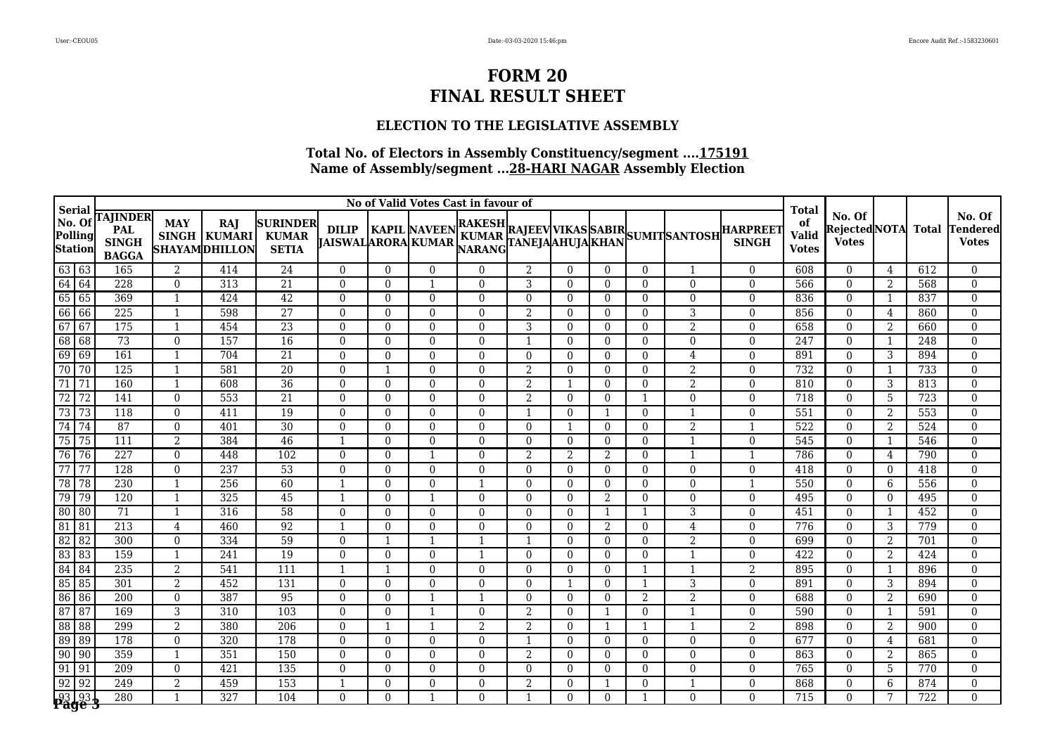# FORM 20
# FINAL RESULT SHEET

### ELECTION TO THE LEGISLATIVE ASSEMBLY

**Total No. of Electors in Assembly Constituency/segment ....175191**
**Name of Assembly/segment ...28-HARI NAGAR Assembly Election**

| Serial No. Of Polling Station | | No of Valid Votes Cast in favour of | | | | | | | | | | | | | | Total of Valid Votes | No. Of Rejected Votes | NOTA | Total | No. Of Tendered Votes |
|---|---|---|---|---|---|---|---|---|---|---|---|---|---|---|---|---|---|---|---|---|
| | | TAJINDER PAL SINGH BAGGA | MAY SINGH SHAYAM | RAJ KUMARI DHILLON | SURINDER KUMAR SETIA | DILIP JAISWAL | KAPIL ARORA | NAVEEN KUMAR | RAKESH KUMAR NARANG | RAJEEV TANEJA | VIKAS AHUJA | SABIR KHAN | SUMIT | SANTOSH | HARPREET SINGH | | | | | |
| 63 | 63 | 165 | 2 | 414 | 24 | 0 | 0 | 0 | 0 | 2 | 0 | 0 | 0 | 1 | 0 | 608 | 0 | 4 | 612 | 0 |
| 64 | 64 | 228 | 0 | 313 | 21 | 0 | 0 | 1 | 0 | 3 | 0 | 0 | 0 | 0 | 0 | 566 | 0 | 2 | 568 | 0 |
| 65 | 65 | 369 | 1 | 424 | 42 | 0 | 0 | 0 | 0 | 0 | 0 | 0 | 0 | 0 | 0 | 836 | 0 | 1 | 837 | 0 |
| 66 | 66 | 225 | 1 | 598 | 27 | 0 | 0 | 0 | 0 | 2 | 0 | 0 | 0 | 3 | 0 | 856 | 0 | 4 | 860 | 0 |
| 67 | 67 | 175 | 1 | 454 | 23 | 0 | 0 | 0 | 0 | 3 | 0 | 0 | 0 | 2 | 0 | 658 | 0 | 2 | 660 | 0 |
| 68 | 68 | 73 | 0 | 157 | 16 | 0 | 0 | 0 | 0 | 1 | 0 | 0 | 0 | 0 | 0 | 247 | 0 | 1 | 248 | 0 |
| 69 | 69 | 161 | 1 | 704 | 21 | 0 | 0 | 0 | 0 | 0 | 0 | 0 | 0 | 4 | 0 | 891 | 0 | 3 | 894 | 0 |
| 70 | 70 | 125 | 1 | 581 | 20 | 0 | 1 | 0 | 0 | 2 | 0 | 0 | 0 | 2 | 0 | 732 | 0 | 1 | 733 | 0 |
| 71 | 71 | 160 | 1 | 608 | 36 | 0 | 0 | 0 | 0 | 2 | 1 | 0 | 0 | 2 | 0 | 810 | 0 | 3 | 813 | 0 |
| 72 | 72 | 141 | 0 | 553 | 21 | 0 | 0 | 0 | 0 | 2 | 0 | 0 | 1 | 0 | 0 | 718 | 0 | 5 | 723 | 0 |
| 73 | 73 | 118 | 0 | 411 | 19 | 0 | 0 | 0 | 0 | 1 | 0 | 1 | 0 | 1 | 0 | 551 | 0 | 2 | 553 | 0 |
| 74 | 74 | 87 | 0 | 401 | 30 | 0 | 0 | 0 | 0 | 0 | 1 | 0 | 0 | 2 | 1 | 522 | 0 | 2 | 524 | 0 |
| 75 | 75 | 111 | 2 | 384 | 46 | 1 | 0 | 0 | 0 | 0 | 0 | 0 | 0 | 1 | 0 | 545 | 0 | 1 | 546 | 0 |
| 76 | 76 | 227 | 0 | 448 | 102 | 0 | 0 | 1 | 0 | 2 | 2 | 2 | 0 | 1 | 1 | 786 | 0 | 4 | 790 | 0 |
| 77 | 77 | 128 | 0 | 237 | 53 | 0 | 0 | 0 | 0 | 0 | 0 | 0 | 0 | 0 | 0 | 418 | 0 | 0 | 418 | 0 |
| 78 | 78 | 230 | 1 | 256 | 60 | 1 | 0 | 0 | 1 | 0 | 0 | 0 | 0 | 0 | 1 | 550 | 0 | 6 | 556 | 0 |
| 79 | 79 | 120 | 1 | 325 | 45 | 1 | 0 | 1 | 0 | 0 | 0 | 2 | 0 | 0 | 0 | 495 | 0 | 0 | 495 | 0 |
| 80 | 80 | 71 | 1 | 316 | 58 | 0 | 0 | 0 | 0 | 0 | 0 | 1 | 1 | 3 | 0 | 451 | 0 | 1 | 452 | 0 |
| 81 | 81 | 213 | 4 | 460 | 92 | 1 | 0 | 0 | 0 | 0 | 0 | 2 | 0 | 4 | 0 | 776 | 0 | 3 | 779 | 0 |
| 82 | 82 | 300 | 0 | 334 | 59 | 0 | 1 | 1 | 1 | 1 | 0 | 0 | 0 | 2 | 0 | 699 | 0 | 2 | 701 | 0 |
| 83 | 83 | 159 | 1 | 241 | 19 | 0 | 0 | 0 | 1 | 0 | 0 | 0 | 0 | 1 | 0 | 422 | 0 | 2 | 424 | 0 |
| 84 | 84 | 235 | 2 | 541 | 111 | 1 | 1 | 0 | 0 | 0 | 0 | 0 | 1 | 1 | 2 | 895 | 0 | 1 | 896 | 0 |
| 85 | 85 | 301 | 2 | 452 | 131 | 0 | 0 | 0 | 0 | 0 | 1 | 0 | 1 | 3 | 0 | 891 | 0 | 3 | 894 | 0 |
| 86 | 86 | 200 | 0 | 387 | 95 | 0 | 0 | 1 | 1 | 0 | 0 | 0 | 2 | 2 | 0 | 688 | 0 | 2 | 690 | 0 |
| 87 | 87 | 169 | 3 | 310 | 103 | 0 | 0 | 1 | 0 | 2 | 0 | 1 | 0 | 1 | 0 | 590 | 0 | 1 | 591 | 0 |
| 88 | 88 | 299 | 2 | 380 | 206 | 0 | 1 | 1 | 2 | 2 | 0 | 1 | 1 | 1 | 2 | 898 | 0 | 2 | 900 | 0 |
| 89 | 89 | 178 | 0 | 320 | 178 | 0 | 0 | 0 | 0 | 1 | 0 | 0 | 0 | 0 | 0 | 677 | 0 | 4 | 681 | 0 |
| 90 | 90 | 359 | 1 | 351 | 150 | 0 | 0 | 0 | 0 | 2 | 0 | 0 | 0 | 0 | 0 | 863 | 0 | 2 | 865 | 0 |
| 91 | 91 | 209 | 0 | 421 | 135 | 0 | 0 | 0 | 0 | 0 | 0 | 0 | 0 | 0 | 0 | 765 | 0 | 5 | 770 | 0 |
| 92 | 92 | 249 | 2 | 459 | 153 | 1 | 0 | 0 | 0 | 2 | 0 | 1 | 0 | 1 | 0 | 868 | 0 | 6 | 874 | 0 |
| 93 | 93 | 280 | 1 | 327 | 104 | 0 | 0 | 1 | 0 | 1 | 0 | 0 | 1 | 0 | 0 | 715 | 0 | 7 | 722 | 0 |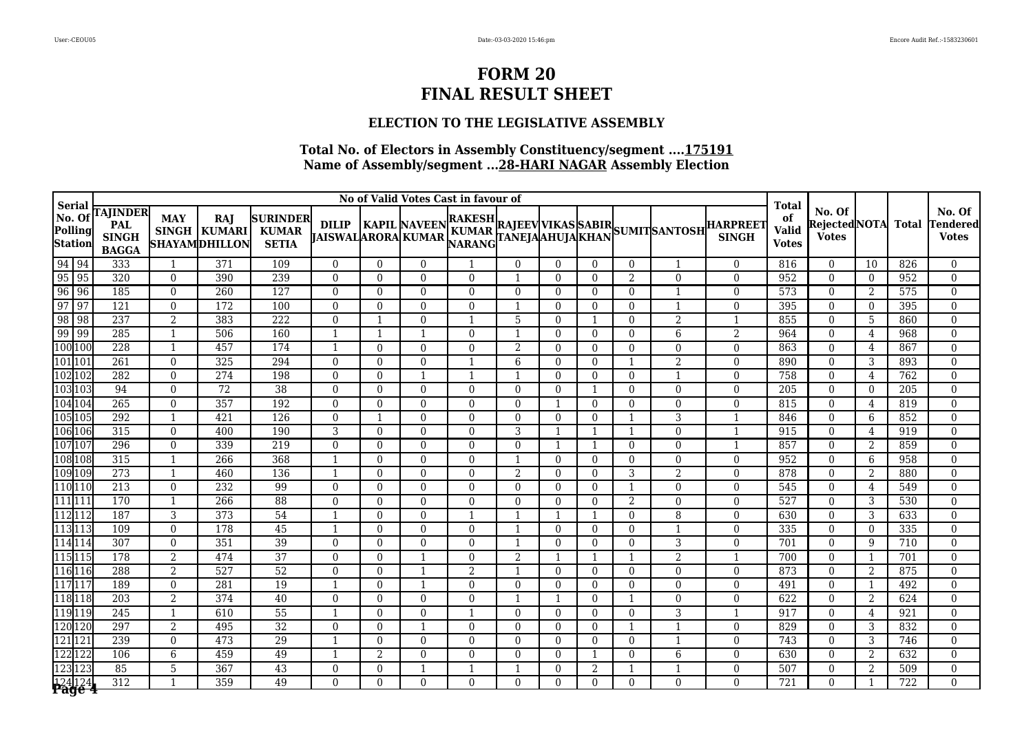# FORM 20
# FINAL RESULT SHEET

### ELECTION TO THE LEGISLATIVE ASSEMBLY

### Total No. of Electors in Assembly Constituency/segment ....175191
### Name of Assembly/segment ...28-HARI NAGAR Assembly Election

| Serial No. Of Polling Station | | No of Valid Votes Cast in favour of | | | | | | | | | | | | | | Total of Valid Votes | No. Of Rejected Votes | NOTA | Total | No. Of Tendered Votes |
|---|---|---|---|---|---|---|---|---|---|---|---|---|---|---|---|---|---|---|---|---|
| | | TAJINDER PAL SINGH BAGGA | MAY SINGH SHAYAM | RAJ KUMARI DHILLON | SURINDER KUMAR SETIA | DILIP JAISWAL | KAPIL ARORA | NAVEEN KUMAR | RAKESH KUMAR NARANG | RAJEEV TANEJA | VIKAS AHUJA | SABIR KHAN | SUMIT | SANTOSH | HARPREET SINGH | | | | | |
| 94 | 94 | 333 | 1 | 371 | 109 | 0 | 0 | 0 | 1 | 0 | 0 | 0 | 0 | 1 | 0 | 816 | 0 | 10 | 826 | 0 |
| 95 | 95 | 320 | 0 | 390 | 239 | 0 | 0 | 0 | 0 | 1 | 0 | 0 | 2 | 0 | 0 | 952 | 0 | 0 | 952 | 0 |
| 96 | 96 | 185 | 0 | 260 | 127 | 0 | 0 | 0 | 0 | 0 | 0 | 0 | 0 | 1 | 0 | 573 | 0 | 2 | 575 | 0 |
| 97 | 97 | 121 | 0 | 172 | 100 | 0 | 0 | 0 | 0 | 1 | 0 | 0 | 0 | 1 | 0 | 395 | 0 | 0 | 395 | 0 |
| 98 | 98 | 237 | 2 | 383 | 222 | 0 | 1 | 0 | 1 | 5 | 0 | 1 | 0 | 2 | 1 | 855 | 0 | 5 | 860 | 0 |
| 99 | 99 | 285 | 1 | 506 | 160 | 1 | 1 | 1 | 0 | 1 | 0 | 0 | 0 | 6 | 2 | 964 | 0 | 4 | 968 | 0 |
| 100 | 100 | 228 | 1 | 457 | 174 | 1 | 0 | 0 | 0 | 2 | 0 | 0 | 0 | 0 | 0 | 863 | 0 | 4 | 867 | 0 |
| 101 | 101 | 261 | 0 | 325 | 294 | 0 | 0 | 0 | 1 | 6 | 0 | 0 | 1 | 2 | 0 | 890 | 0 | 3 | 893 | 0 |
| 102 | 102 | 282 | 0 | 274 | 198 | 0 | 0 | 1 | 1 | 1 | 0 | 0 | 0 | 1 | 0 | 758 | 0 | 4 | 762 | 0 |
| 103 | 103 | 94 | 0 | 72 | 38 | 0 | 0 | 0 | 0 | 0 | 0 | 1 | 0 | 0 | 0 | 205 | 0 | 0 | 205 | 0 |
| 104 | 104 | 265 | 0 | 357 | 192 | 0 | 0 | 0 | 0 | 0 | 1 | 0 | 0 | 0 | 0 | 815 | 0 | 4 | 819 | 0 |
| 105 | 105 | 292 | 1 | 421 | 126 | 0 | 1 | 0 | 0 | 0 | 0 | 0 | 1 | 3 | 1 | 846 | 0 | 6 | 852 | 0 |
| 106 | 106 | 315 | 0 | 400 | 190 | 3 | 0 | 0 | 0 | 3 | 1 | 1 | 1 | 0 | 1 | 915 | 0 | 4 | 919 | 0 |
| 107 | 107 | 296 | 0 | 339 | 219 | 0 | 0 | 0 | 0 | 0 | 1 | 1 | 0 | 0 | 1 | 857 | 0 | 2 | 859 | 0 |
| 108 | 108 | 315 | 1 | 266 | 368 | 1 | 0 | 0 | 0 | 1 | 0 | 0 | 0 | 0 | 0 | 952 | 0 | 6 | 958 | 0 |
| 109 | 109 | 273 | 1 | 460 | 136 | 1 | 0 | 0 | 0 | 2 | 0 | 0 | 3 | 2 | 0 | 878 | 0 | 2 | 880 | 0 |
| 110 | 110 | 213 | 0 | 232 | 99 | 0 | 0 | 0 | 0 | 0 | 0 | 0 | 1 | 0 | 0 | 545 | 0 | 4 | 549 | 0 |
| 111 | 111 | 170 | 1 | 266 | 88 | 0 | 0 | 0 | 0 | 0 | 0 | 0 | 2 | 0 | 0 | 527 | 0 | 3 | 530 | 0 |
| 112 | 112 | 187 | 3 | 373 | 54 | 1 | 0 | 0 | 1 | 1 | 1 | 1 | 0 | 8 | 0 | 630 | 0 | 3 | 633 | 0 |
| 113 | 113 | 109 | 0 | 178 | 45 | 1 | 0 | 0 | 0 | 1 | 0 | 0 | 0 | 1 | 0 | 335 | 0 | 0 | 335 | 0 |
| 114 | 114 | 307 | 0 | 351 | 39 | 0 | 0 | 0 | 0 | 1 | 0 | 0 | 0 | 3 | 0 | 701 | 0 | 9 | 710 | 0 |
| 115 | 115 | 178 | 2 | 474 | 37 | 0 | 0 | 1 | 0 | 2 | 1 | 1 | 1 | 2 | 1 | 700 | 0 | 1 | 701 | 0 |
| 116 | 116 | 288 | 2 | 527 | 52 | 0 | 0 | 1 | 2 | 1 | 0 | 0 | 0 | 0 | 0 | 873 | 0 | 2 | 875 | 0 |
| 117 | 117 | 189 | 0 | 281 | 19 | 1 | 0 | 1 | 0 | 0 | 0 | 0 | 0 | 0 | 0 | 491 | 0 | 1 | 492 | 0 |
| 118 | 118 | 203 | 2 | 374 | 40 | 0 | 0 | 0 | 0 | 1 | 1 | 0 | 1 | 0 | 0 | 622 | 0 | 2 | 624 | 0 |
| 119 | 119 | 245 | 1 | 610 | 55 | 1 | 0 | 0 | 1 | 0 | 0 | 0 | 0 | 3 | 1 | 917 | 0 | 4 | 921 | 0 |
| 120 | 120 | 297 | 2 | 495 | 32 | 0 | 0 | 1 | 0 | 0 | 0 | 0 | 1 | 1 | 0 | 829 | 0 | 3 | 832 | 0 |
| 121 | 121 | 239 | 0 | 473 | 29 | 1 | 0 | 0 | 0 | 0 | 0 | 0 | 0 | 1 | 0 | 743 | 0 | 3 | 746 | 0 |
| 122 | 122 | 106 | 6 | 459 | 49 | 1 | 2 | 0 | 0 | 0 | 0 | 1 | 0 | 6 | 0 | 630 | 0 | 2 | 632 | 0 |
| 123 | 123 | 85 | 5 | 367 | 43 | 0 | 0 | 1 | 1 | 1 | 0 | 2 | 1 | 1 | 0 | 507 | 0 | 2 | 509 | 0 |
| 124 | 124 | 312 | 1 | 359 | 49 | 0 | 0 | 0 | 0 | 0 | 0 | 0 | 0 | 0 | 0 | 721 | 0 | 1 | 722 | 0 |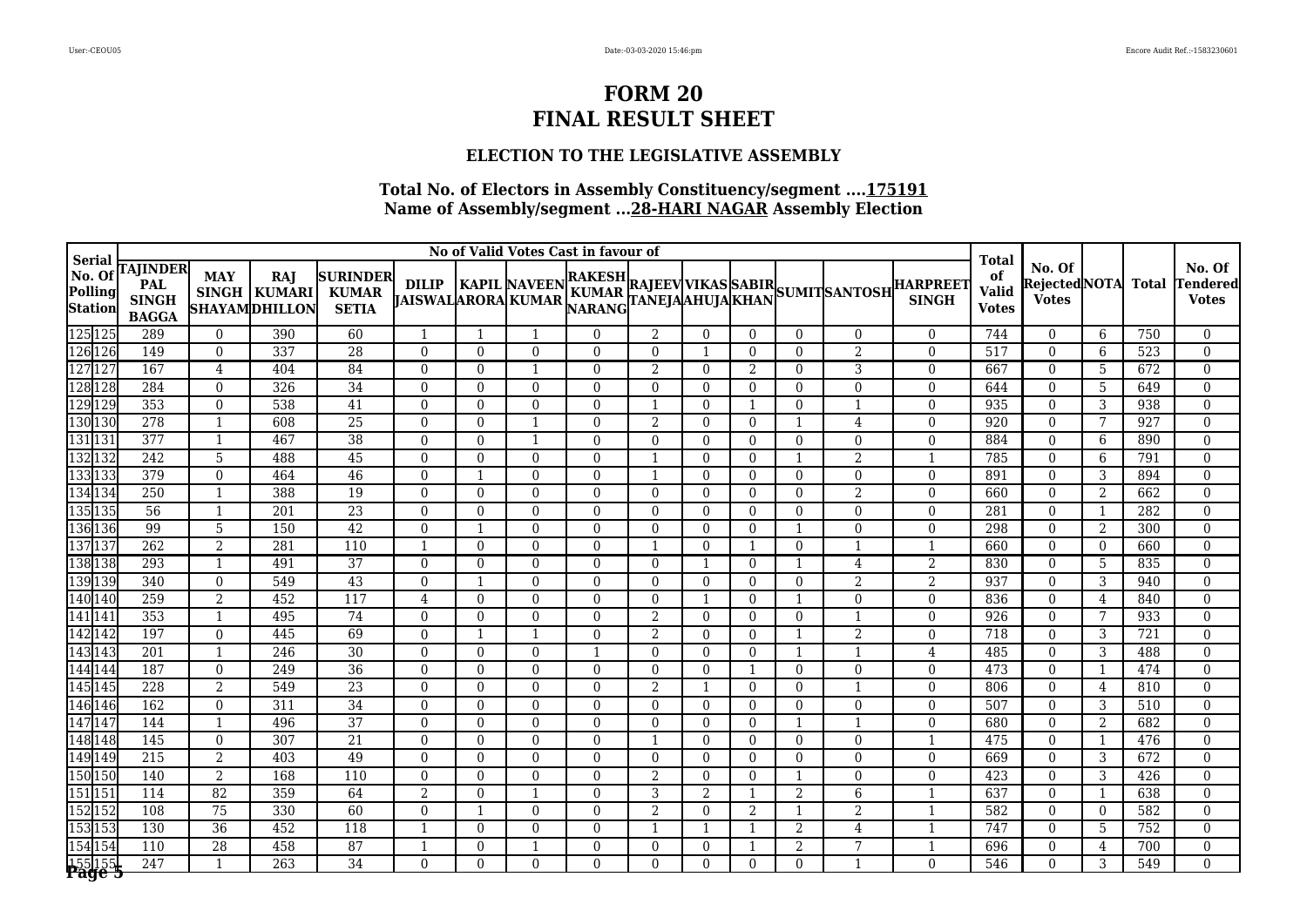# FORM 20
# FINAL RESULT SHEET

### ELECTION TO THE LEGISLATIVE ASSEMBLY

**Total No. of Electors in Assembly Constituency/segment ....175191**
**Name of Assembly/segment ...28-HARI NAGAR Assembly Election**

| Serial No. Of Polling Station | | No of Valid Votes Cast in favour of | | | | | | | | | | | | | | Total of Valid Votes | No. Of Rejected Votes | NOTA | Total | No. Of Tendered Votes |
|---|---|---|---|---|---|---|---|---|---|---|---|---|---|---|---|---|---|---|---|---|
| | | TAJINDER PAL SINGH BAGGA | MAY SINGH SHAYAM | RAJ KUMARI DHILLON | SURINDER KUMAR SETIA | DILIP JAISWAL | KAPIL ARORA | NAVEEN KUMAR | RAKESH KUMAR NARANG | RAJEEV TANEJA | VIKAS AHUJA | SABIR KHAN | SUMIT | SANTOSH | HARPREET SINGH | | | | | |
| 125 | 125 | 289 | 0 | 390 | 60 | 1 | 1 | 1 | 0 | 2 | 0 | 0 | 0 | 0 | 0 | 744 | 0 | 6 | 750 | 0 |
| 126 | 126 | 149 | 0 | 337 | 28 | 0 | 0 | 0 | 0 | 0 | 1 | 0 | 0 | 2 | 0 | 517 | 0 | 6 | 523 | 0 |
| 127 | 127 | 167 | 4 | 404 | 84 | 0 | 0 | 1 | 0 | 2 | 0 | 2 | 0 | 3 | 0 | 667 | 0 | 5 | 672 | 0 |
| 128 | 128 | 284 | 0 | 326 | 34 | 0 | 0 | 0 | 0 | 0 | 0 | 0 | 0 | 0 | 0 | 644 | 0 | 5 | 649 | 0 |
| 129 | 129 | 353 | 0 | 538 | 41 | 0 | 0 | 0 | 0 | 1 | 0 | 1 | 0 | 1 | 0 | 935 | 0 | 3 | 938 | 0 |
| 130 | 130 | 278 | 1 | 608 | 25 | 0 | 0 | 1 | 0 | 2 | 0 | 0 | 1 | 4 | 0 | 920 | 0 | 7 | 927 | 0 |
| 131 | 131 | 377 | 1 | 467 | 38 | 0 | 0 | 1 | 0 | 0 | 0 | 0 | 0 | 0 | 0 | 884 | 0 | 6 | 890 | 0 |
| 132 | 132 | 242 | 5 | 488 | 45 | 0 | 0 | 0 | 0 | 1 | 0 | 0 | 1 | 2 | 1 | 785 | 0 | 6 | 791 | 0 |
| 133 | 133 | 379 | 0 | 464 | 46 | 0 | 1 | 0 | 0 | 1 | 0 | 0 | 0 | 0 | 0 | 891 | 0 | 3 | 894 | 0 |
| 134 | 134 | 250 | 1 | 388 | 19 | 0 | 0 | 0 | 0 | 0 | 0 | 0 | 0 | 2 | 0 | 660 | 0 | 2 | 662 | 0 |
| 135 | 135 | 56 | 1 | 201 | 23 | 0 | 0 | 0 | 0 | 0 | 0 | 0 | 0 | 0 | 0 | 281 | 0 | 1 | 282 | 0 |
| 136 | 136 | 99 | 5 | 150 | 42 | 0 | 1 | 0 | 0 | 0 | 0 | 0 | 1 | 0 | 0 | 298 | 0 | 2 | 300 | 0 |
| 137 | 137 | 262 | 2 | 281 | 110 | 1 | 0 | 0 | 0 | 1 | 0 | 1 | 0 | 1 | 1 | 660 | 0 | 0 | 660 | 0 |
| 138 | 138 | 293 | 1 | 491 | 37 | 0 | 0 | 0 | 0 | 0 | 1 | 0 | 1 | 4 | 2 | 830 | 0 | 5 | 835 | 0 |
| 139 | 139 | 340 | 0 | 549 | 43 | 0 | 1 | 0 | 0 | 0 | 0 | 0 | 0 | 2 | 2 | 937 | 0 | 3 | 940 | 0 |
| 140 | 140 | 259 | 2 | 452 | 117 | 4 | 0 | 0 | 0 | 0 | 1 | 0 | 1 | 0 | 0 | 836 | 0 | 4 | 840 | 0 |
| 141 | 141 | 353 | 1 | 495 | 74 | 0 | 0 | 0 | 0 | 2 | 0 | 0 | 0 | 1 | 0 | 926 | 0 | 7 | 933 | 0 |
| 142 | 142 | 197 | 0 | 445 | 69 | 0 | 1 | 1 | 0 | 2 | 0 | 0 | 1 | 2 | 0 | 718 | 0 | 3 | 721 | 0 |
| 143 | 143 | 201 | 1 | 246 | 30 | 0 | 0 | 0 | 1 | 0 | 0 | 0 | 1 | 1 | 4 | 485 | 0 | 3 | 488 | 0 |
| 144 | 144 | 187 | 0 | 249 | 36 | 0 | 0 | 0 | 0 | 0 | 0 | 1 | 0 | 0 | 0 | 473 | 0 | 1 | 474 | 0 |
| 145 | 145 | 228 | 2 | 549 | 23 | 0 | 0 | 0 | 0 | 2 | 1 | 0 | 0 | 1 | 0 | 806 | 0 | 4 | 810 | 0 |
| 146 | 146 | 162 | 0 | 311 | 34 | 0 | 0 | 0 | 0 | 0 | 0 | 0 | 0 | 0 | 0 | 507 | 0 | 3 | 510 | 0 |
| 147 | 147 | 144 | 1 | 496 | 37 | 0 | 0 | 0 | 0 | 0 | 0 | 0 | 1 | 1 | 0 | 680 | 0 | 2 | 682 | 0 |
| 148 | 148 | 145 | 0 | 307 | 21 | 0 | 0 | 0 | 0 | 1 | 0 | 0 | 0 | 0 | 1 | 475 | 0 | 1 | 476 | 0 |
| 149 | 149 | 215 | 2 | 403 | 49 | 0 | 0 | 0 | 0 | 0 | 0 | 0 | 0 | 0 | 0 | 669 | 0 | 3 | 672 | 0 |
| 150 | 150 | 140 | 2 | 168 | 110 | 0 | 0 | 0 | 0 | 2 | 0 | 0 | 1 | 0 | 0 | 423 | 0 | 3 | 426 | 0 |
| 151 | 151 | 114 | 82 | 359 | 64 | 2 | 0 | 1 | 0 | 3 | 2 | 1 | 2 | 6 | 1 | 637 | 0 | 1 | 638 | 0 |
| 152 | 152 | 108 | 75 | 330 | 60 | 0 | 1 | 0 | 0 | 2 | 0 | 2 | 1 | 2 | 1 | 582 | 0 | 0 | 582 | 0 |
| 153 | 153 | 130 | 36 | 452 | 118 | 1 | 0 | 0 | 0 | 1 | 1 | 1 | 2 | 4 | 1 | 747 | 0 | 5 | 752 | 0 |
| 154 | 154 | 110 | 28 | 458 | 87 | 1 | 0 | 1 | 0 | 0 | 0 | 1 | 2 | 7 | 1 | 696 | 0 | 4 | 700 | 0 |
| 155 | 155 | 247 | 1 | 263 | 34 | 0 | 0 | 0 | 0 | 0 | 0 | 0 | 0 | 1 | 0 | 546 | 0 | 3 | 549 | 0 |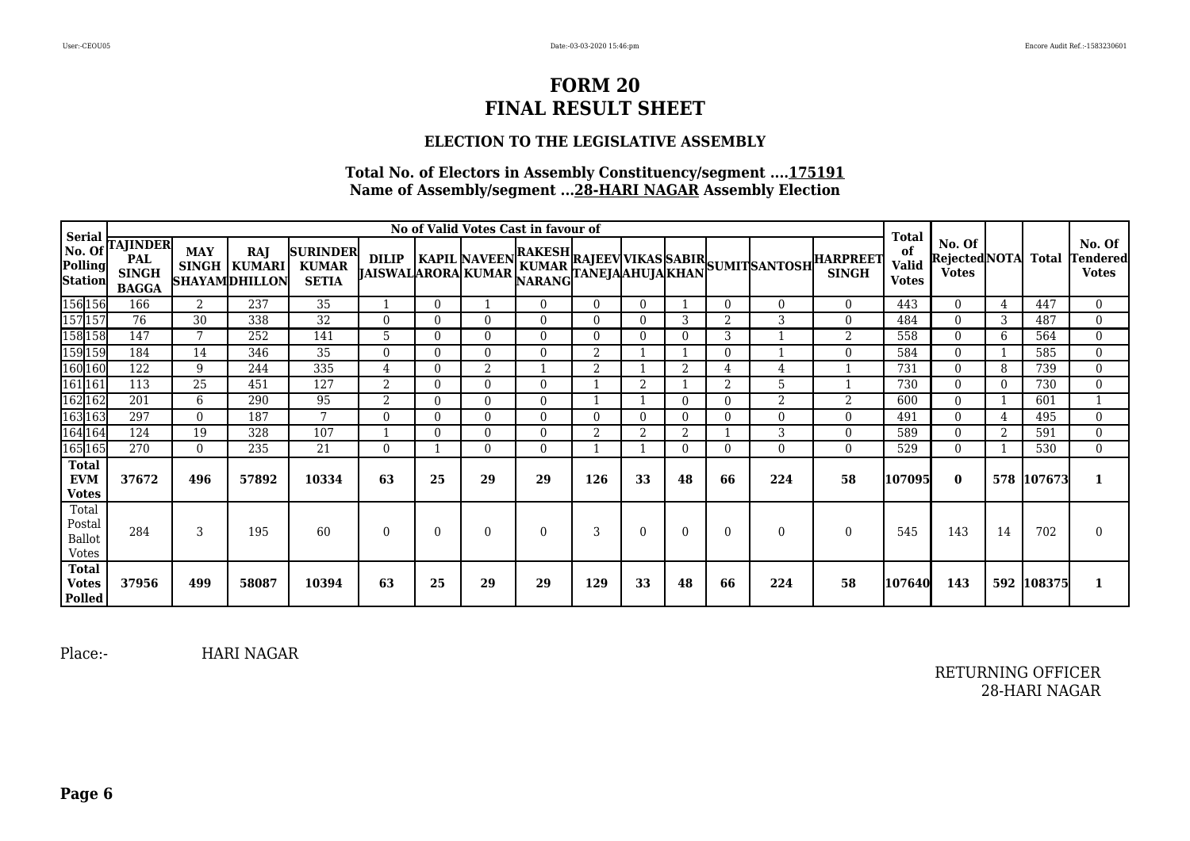# FORM 20
# FINAL RESULT SHEET

### ELECTION TO THE LEGISLATIVE ASSEMBLY

**Total No. of Electors in Assembly Constituency/segment ....175191**
**Name of Assembly/segment ...28-HARI NAGAR Assembly Election**

| Serial No. Of Polling Station | | No of Valid Votes Cast in favour of | | | | | | | | | | | | | | Total of Valid Votes | No. Of Rejected Votes | NOTA | Total | No. Of Tendered Votes |
|---|---|---|---|---|---|---|---|---|---|---|---|---|---|---|---|---|---|---|---|---|
| | | TAJINDER PAL SINGH BAGGA | MAY SINGH SHAYAM | RAJ KUMARI DHILLON | SURINDER KUMAR SETIA | DILIP JAISWAL | KAPIL ARORA | NAVEEN KUMAR | RAKESH KUMAR NARANG | RAJEEV TANEJA | VIKAS AHUJA | SABIR KHAN | SUMIT | SANTOSH | HARPREET SINGH | | | | | |
| 156 | 156 | 166 | 2 | 237 | 35 | 1 | 0 | 1 | 0 | 0 | 0 | 1 | 0 | 0 | 0 | 443 | 0 | 4 | 447 | 0 |
| 157 | 157 | 76 | 30 | 338 | 32 | 0 | 0 | 0 | 0 | 0 | 0 | 3 | 2 | 3 | 0 | 484 | 0 | 3 | 487 | 0 |
| 158 | 158 | 147 | 7 | 252 | 141 | 5 | 0 | 0 | 0 | 0 | 0 | 0 | 3 | 1 | 2 | 558 | 0 | 6 | 564 | 0 |
| 159 | 159 | 184 | 14 | 346 | 35 | 0 | 0 | 0 | 0 | 2 | 1 | 1 | 0 | 1 | 0 | 584 | 0 | 1 | 585 | 0 |
| 160 | 160 | 122 | 9 | 244 | 335 | 4 | 0 | 2 | 1 | 2 | 1 | 2 | 4 | 4 | 1 | 731 | 0 | 8 | 739 | 0 |
| 161 | 161 | 113 | 25 | 451 | 127 | 2 | 0 | 0 | 0 | 1 | 2 | 1 | 2 | 5 | 1 | 730 | 0 | 0 | 730 | 0 |
| 162 | 162 | 201 | 6 | 290 | 95 | 2 | 0 | 0 | 0 | 1 | 1 | 0 | 0 | 2 | 2 | 600 | 0 | 1 | 601 | 1 |
| 163 | 163 | 297 | 0 | 187 | 7 | 0 | 0 | 0 | 0 | 0 | 0 | 0 | 0 | 0 | 0 | 491 | 0 | 4 | 495 | 0 |
| 164 | 164 | 124 | 19 | 328 | 107 | 1 | 0 | 0 | 0 | 2 | 2 | 2 | 1 | 3 | 0 | 589 | 0 | 2 | 591 | 0 |
| 165 | 165 | 270 | 0 | 235 | 21 | 0 | 1 | 0 | 0 | 1 | 1 | 0 | 0 | 0 | 0 | 529 | 0 | 1 | 530 | 0 |
| **Total EVM Votes** | | **37672** | **496** | **57892** | **10334** | **63** | **25** | **29** | **29** | **126** | **33** | **48** | **66** | **224** | **58** | **107095** | **0** | **578** | **107673** | **1** |
| Total Postal Ballot Votes | | 284 | 3 | 195 | 60 | 0 | 0 | 0 | 0 | 3 | 0 | 0 | 0 | 0 | 0 | 545 | 143 | 14 | 702 | 0 |
| **Total Votes Polled** | | **37956** | **499** | **58087** | **10394** | **63** | **25** | **29** | **29** | **129** | **33** | **48** | **66** | **224** | **58** | **107640** | **143** | **592** | **108375** | **1** |

Place:- HARI NAGAR

RETURNING OFFICER
28-HARI NAGAR